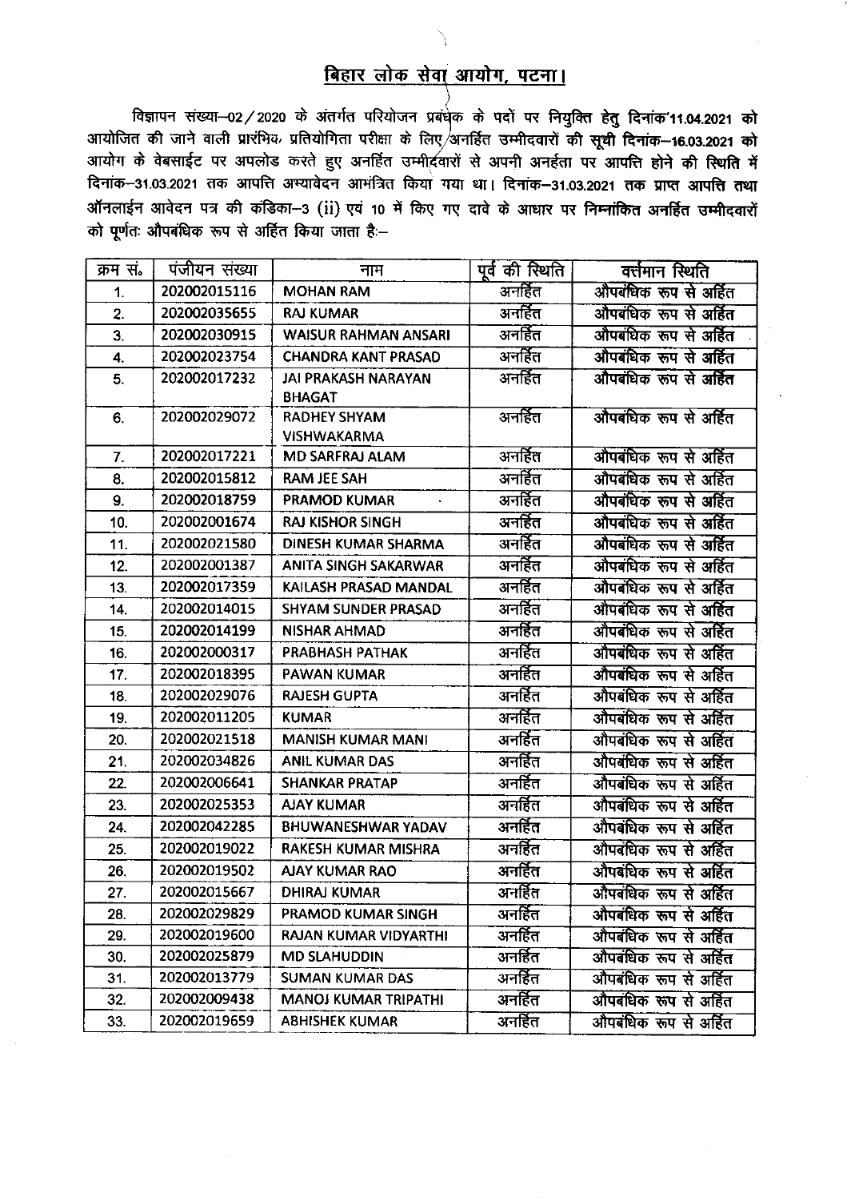## बिहार लोक सेवा आयोग, पटना।

विज्ञापन संख्या–02/2020 के अंतर्गत परियोजन प्रबंधक के पदों पर नियुक्ति हेतु दिनांक 11.04.2021 को आयोजित की जाने वाली प्रारंभिक प्रतियोगिता परीक्षा के लिए अनर्हित उम्मीदवारों की सूची दिनांक–16.03.2021 को आयोग के वेबसाईट पर अपलोड करते हुए अनर्हित उम्मीदवारों से अपनी अनर्हता पर आपत्ति होने की स्थिति में दिनांक–31.03.2021 तक आपत्ति अभ्यावेदन आमंत्रित किया गया था। दिनांक–31.03.2021 तक प्राप्त आपत्ति तथा ऑनलाईन आवेदन पत्र की कंडिका–3 (ii) एवं 10 में किए गए दावे के आधार पर निम्नांकित अनर्हित उम्मीदवारों को पूर्णतः औपबंधिक रूप से अर्हित किया जाता है:–

| क्रम सं. | पंजीयन संख्या | नाम | पूर्व की स्थिति | वर्त्तमान स्थिति |
|---|---|---|---|---|
| 1. | 202002015116 | MOHAN RAM | अनर्हित | औपबंधिक रूप से अर्हित |
| 2. | 202002035655 | RAJ KUMAR | अनर्हित | औपबंधिक रूप से अर्हित |
| 3. | 202002030915 | WAISUR RAHMAN ANSARI | अनर्हित | औपबंधिक रूप से अर्हित |
| 4. | 202002023754 | CHANDRA KANT PRASAD | अनर्हित | औपबंधिक रूप से अर्हित |
| 5. | 202002017232 | JAI PRAKASH NARAYAN BHAGAT | अनर्हित | औपबंधिक रूप से अर्हित |
| 6. | 202002029072 | RADHEY SHYAM VISHWAKARMA | अनर्हित | औपबंधिक रूप से अर्हित |
| 7. | 202002017221 | MD SARFRAJ ALAM | अनर्हित | औपबंधिक रूप से अर्हित |
| 8. | 202002015812 | RAM JEE SAH | अनर्हित | औपबंधिक रूप से अर्हित |
| 9. | 202002018759 | PRAMOD KUMAR | अनर्हित | औपबंधिक रूप से अर्हित |
| 10. | 202002001674 | RAJ KISHOR SINGH | अनर्हित | औपबंधिक रूप से अर्हित |
| 11. | 202002021580 | DINESH KUMAR SHARMA | अनर्हित | औपबंधिक रूप से अर्हित |
| 12. | 202002001387 | ANITA SINGH SAKARWAR | अनर्हित | औपबंधिक रूप से अर्हित |
| 13. | 202002017359 | KAILASH PRASAD MANDAL | अनर्हित | औपबंधिक रूप से अर्हित |
| 14. | 202002014015 | SHYAM SUNDER PRASAD | अनर्हित | औपबंधिक रूप से अर्हित |
| 15. | 202002014199 | NISHAR AHMAD | अनर्हित | औपबंधिक रूप से अर्हित |
| 16. | 202002000317 | PRABHASH PATHAK | अनर्हित | औपबंधिक रूप से अर्हित |
| 17. | 202002018395 | PAWAN KUMAR | अनर्हित | औपबंधिक रूप से अर्हित |
| 18. | 202002029076 | RAJESH GUPTA | अनर्हित | औपबंधिक रूप से अर्हित |
| 19. | 202002011205 | KUMAR | अनर्हित | औपबंधिक रूप से अर्हित |
| 20. | 202002021518 | MANISH KUMAR MANI | अनर्हित | औपबंधिक रूप से अर्हित |
| 21. | 202002034826 | ANIL KUMAR DAS | अनर्हित | औपबंधिक रूप से अर्हित |
| 22. | 202002006641 | SHANKAR PRATAP | अनर्हित | औपबंधिक रूप से अर्हित |
| 23. | 202002025353 | AJAY KUMAR | अनर्हित | औपबंधिक रूप से अर्हित |
| 24. | 202002042285 | BHUWANESHWAR YADAV | अनर्हित | औपबंधिक रूप से अर्हित |
| 25. | 202002019022 | RAKESH KUMAR MISHRA | अनर्हित | औपबंधिक रूप से अर्हित |
| 26. | 202002019502 | AJAY KUMAR RAO | अनर्हित | औपबंधिक रूप से अर्हित |
| 27. | 202002015667 | DHIRAJ KUMAR | अनर्हित | औपबंधिक रूप से अर्हित |
| 28. | 202002029829 | PRAMOD KUMAR SINGH | अनर्हित | औपबंधिक रूप से अर्हित |
| 29. | 202002019600 | RAJAN KUMAR VIDYARTHI | अनर्हित | औपबंधिक रूप से अर्हित |
| 30. | 202002025879 | MD SLAHUDDIN | अनर्हित | औपबंधिक रूप से अर्हित |
| 31. | 202002013779 | SUMAN KUMAR DAS | अनर्हित | औपबंधिक रूप से अर्हित |
| 32. | 202002009438 | MANOJ KUMAR TRIPATHI | अनर्हित | औपबंधिक रूप से अर्हित |
| 33. | 202002019659 | ABHISHEK KUMAR | अनर्हित | औपबंधिक रूप से अर्हित |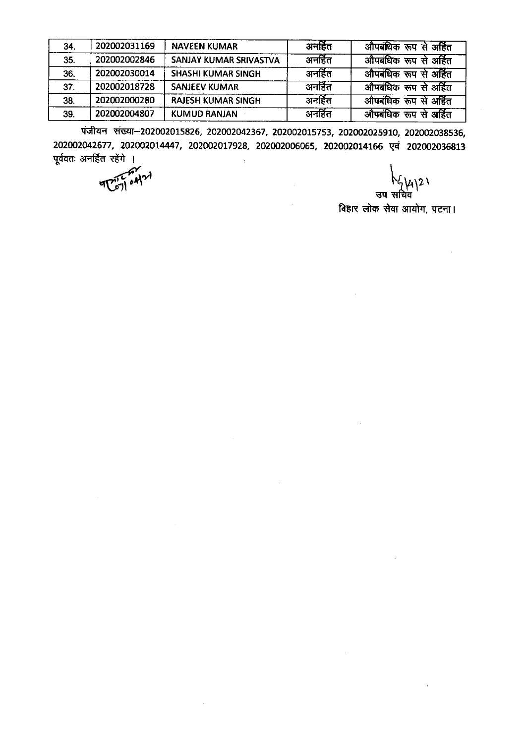| | | | | |
|---|---|---|---|---|
| 34. | 202002031169 | NAVEEN KUMAR | अनर्हित | औपबंधिक रूप से अर्हित |
| 35. | 202002002846 | SANJAY KUMAR SRIVASTVA | अनर्हित | औपबंधिक रूप से अर्हित |
| 36. | 202002030014 | SHASHI KUMAR SINGH | अनर्हित | औपबंधिक रूप से अर्हित |
| 37. | 202002018728 | SANJEEV KUMAR | अनर्हित | औपबंधिक रूप से अर्हित |
| 38. | 202002000280 | RAJESH KUMAR SINGH | अनर्हित | औपबंधिक रूप से अर्हित |
| 39. | 202002004807 | KUMUD RANJAN | अनर्हित | औपबंधिक रूप से अर्हित |

पंजीयन संख्या–202002015826, 202002042367, 202002015753, 202002025910, 202002038536, 202002042677, 202002014447, 202002017928, 202002006065, 202002014166 एवं 202002036813 पूर्ववतः अनर्हित रहेंगे ।

उप सचिव
बिहार लोक सेवा आयोग, पटना।